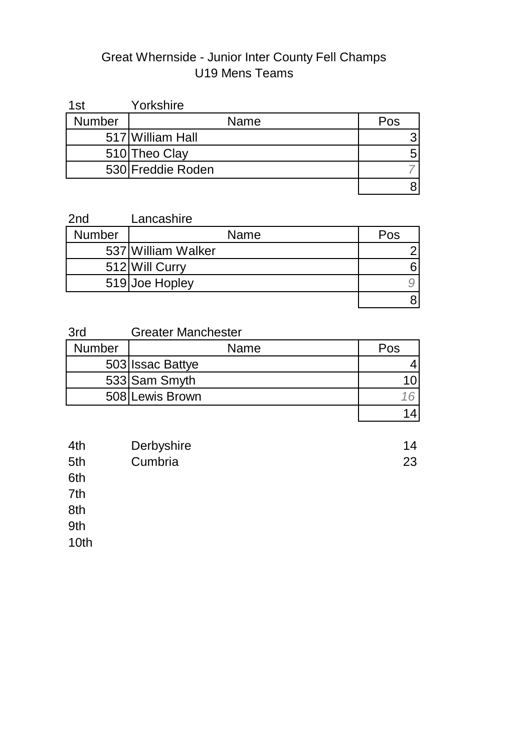# Great Whernside - Junior Inter County Fell Champs
## U19 Mens Teams

1st Yorkshire

| Number | Name | Pos |
|---|---|---|
| 517 | William Hall | 3 |
| 510 | Theo Clay | 5 |
| 530 | Freddie Roden | *7* |
| | | 8 |

2nd Lancashire

| Number | Name | Pos |
|---|---|---|
| 537 | William Walker | 2 |
| 512 | Will Curry | 6 |
| 519 | Joe Hopley | *9* |
| | | 8 |

3rd Greater Manchester

| Number | Name | Pos |
|---|---|---|
| 503 | Issac Battye | 4 |
| 533 | Sam Smyth | 10 |
| 508 | Lewis Brown | *16* |
| | | 14 |

| | | |
|---|---|---|
| 4th | Derbyshire | 14 |
| 5th | Cumbria | 23 |
| 6th | | |
| 7th | | |
| 8th | | |
| 9th | | |
| 10th | | |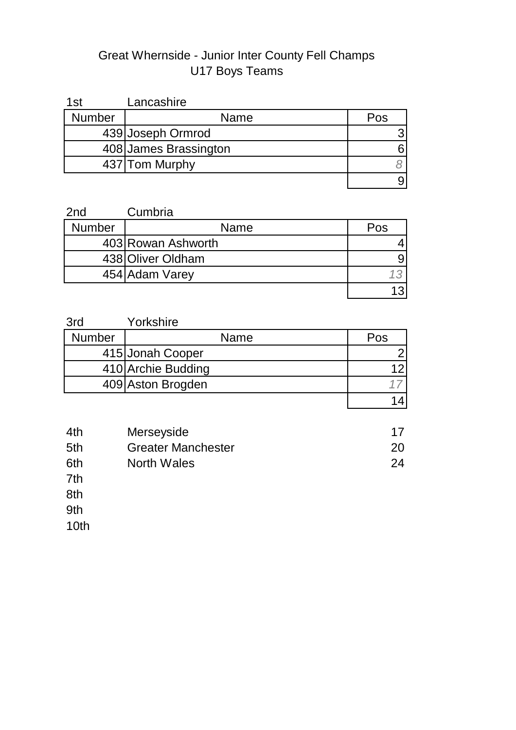# Great Whernside - Junior Inter County Fell Champs
## U17 Boys Teams

1st Lancashire

| Number | Name | Pos |
|---|---|---|
| 439 | Joseph Ormrod | 3 |
| 408 | James Brassington | 6 |
| 437 | Tom Murphy | *8* |
| | | 9 |

2nd Cumbria

| Number | Name | Pos |
|---|---|---|
| 403 | Rowan Ashworth | 4 |
| 438 | Oliver Oldham | 9 |
| 454 | Adam Varey | *13* |
| | | 13 |

3rd Yorkshire

| Number | Name | Pos |
|---|---|---|
| 415 | Jonah Cooper | 2 |
| 410 | Archie Budding | 12 |
| 409 | Aston Brogden | *17* |
| | | 14 |

| | | |
|---|---|---|
| 4th | Merseyside | 17 |
| 5th | Greater Manchester | 20 |
| 6th | North Wales | 24 |
| 7th | | |
| 8th | | |
| 9th | | |
| 10th | | |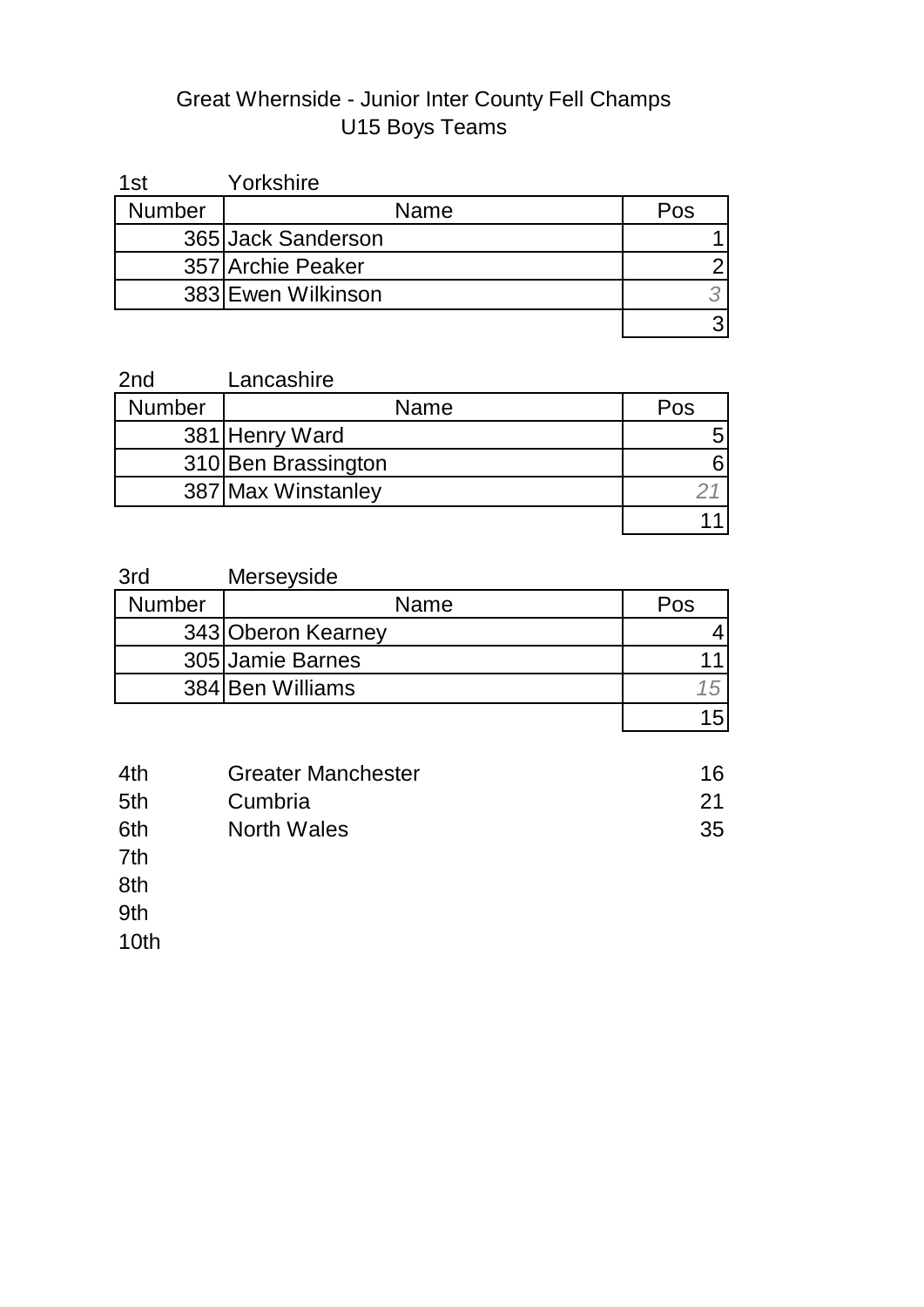# Great Whernside - Junior Inter County Fell Champs
## U15 Boys Teams

1st Yorkshire

| Number | Name | Pos |
|---|---|---|
| 365 | Jack Sanderson | 1 |
| 357 | Archie Peaker | 2 |
| 383 | Ewen Wilkinson | *3* |
| | | 3 |

2nd Lancashire

| Number | Name | Pos |
|---|---|---|
| 381 | Henry Ward | 5 |
| 310 | Ben Brassington | 6 |
| 387 | Max Winstanley | *21* |
| | | 11 |

3rd Merseyside

| Number | Name | Pos |
|---|---|---|
| 343 | Oberon Kearney | 4 |
| 305 | Jamie Barnes | 11 |
| 384 | Ben Williams | *15* |
| | | 15 |

| | | |
|---|---|---|
| 4th | Greater Manchester | 16 |
| 5th | Cumbria | 21 |
| 6th | North Wales | 35 |
| 7th | | |
| 8th | | |
| 9th | | |
| 10th | | |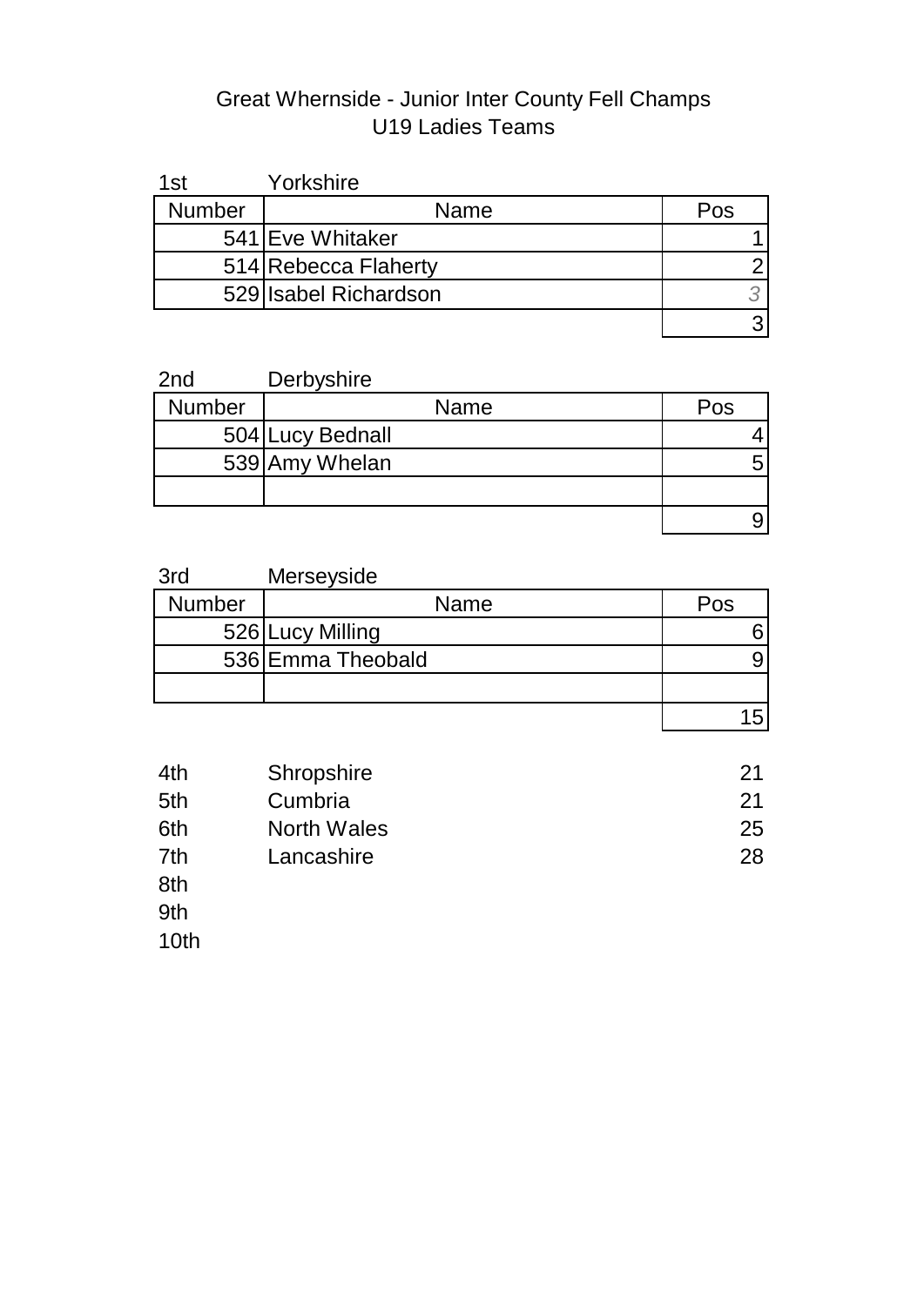# Great Whernside - Junior Inter County Fell Champs
## U19 Ladies Teams

1st Yorkshire

| Number | Name | Pos |
|---|---|---|
| 541 | Eve Whitaker | 1 |
| 514 | Rebecca Flaherty | 2 |
| 529 | Isabel Richardson | *3* |
| | | 3 |

2nd Derbyshire

| Number | Name | Pos |
|---|---|---|
| 504 | Lucy Bednall | 4 |
| 539 | Amy Whelan | 5 |
| | | |
| | | 9 |

3rd Merseyside

| Number | Name | Pos |
|---|---|---|
| 526 | Lucy Milling | 6 |
| 536 | Emma Theobald | 9 |
| | | |
| | | 15 |

| | | |
|---|---|---|
| 4th | Shropshire | 21 |
| 5th | Cumbria | 21 |
| 6th | North Wales | 25 |
| 7th | Lancashire | 28 |
| 8th | | |
| 9th | | |
| 10th | | |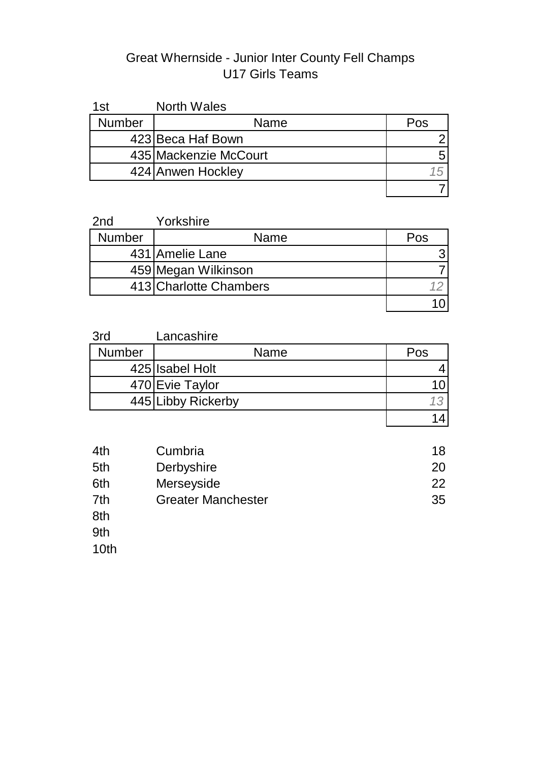# Great Whernside - Junior Inter County Fell Champs
## U17 Girls Teams

1st North Wales

| Number | Name | Pos |
|---|---|---|
| 423 | Beca Haf Bown | 2 |
| 435 | Mackenzie McCourt | 5 |
| 424 | Anwen Hockley | *15* |
| | | 7 |

2nd Yorkshire

| Number | Name | Pos |
|---|---|---|
| 431 | Amelie Lane | 3 |
| 459 | Megan Wilkinson | 7 |
| 413 | Charlotte Chambers | *12* |
| | | 10 |

3rd Lancashire

| Number | Name | Pos |
|---|---|---|
| 425 | Isabel Holt | 4 |
| 470 | Evie Taylor | 10 |
| 445 | Libby Rickerby | *13* |
| | | 14 |

| | | |
|---|---|---|
| 4th | Cumbria | 18 |
| 5th | Derbyshire | 20 |
| 6th | Merseyside | 22 |
| 7th | Greater Manchester | 35 |
| 8th | | |
| 9th | | |
| 10th | | |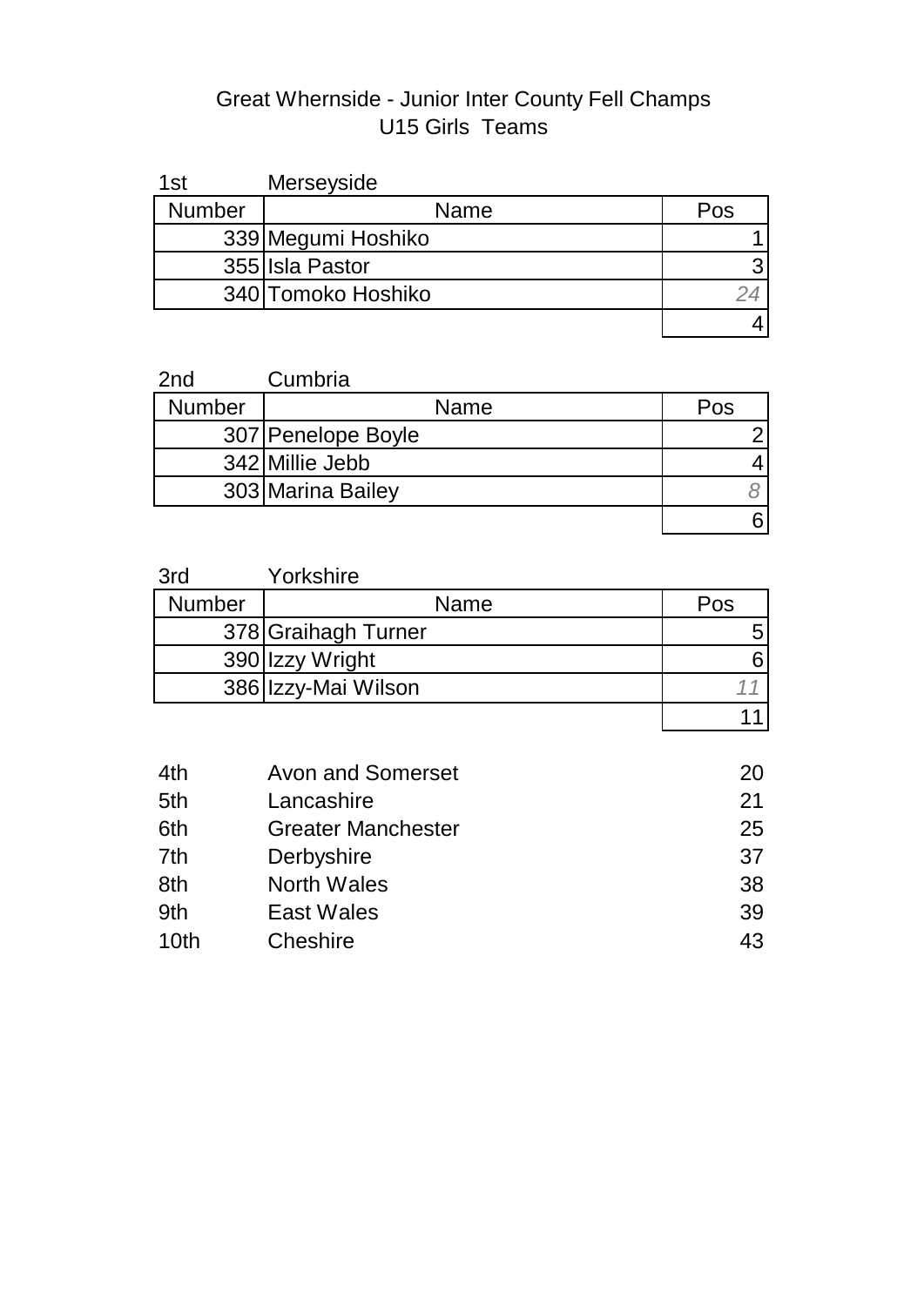# Great Whernside - Junior Inter County Fell Champs
## U15 Girls Teams

1st Merseyside

| Number | Name | Pos |
|---|---|---|
| 339 | Megumi Hoshiko | 1 |
| 355 | Isla Pastor | 3 |
| 340 | Tomoko Hoshiko | *24* |
| | | 4 |

2nd Cumbria

| Number | Name | Pos |
|---|---|---|
| 307 | Penelope Boyle | 2 |
| 342 | Millie Jebb | 4 |
| 303 | Marina Bailey | *8* |
| | | 6 |

3rd Yorkshire

| Number | Name | Pos |
|---|---|---|
| 378 | Graihagh Turner | 5 |
| 390 | Izzy Wright | 6 |
| 386 | Izzy-Mai Wilson | *11* |
| | | 11 |

| | | |
|---|---|---|
| 4th | Avon and Somerset | 20 |
| 5th | Lancashire | 21 |
| 6th | Greater Manchester | 25 |
| 7th | Derbyshire | 37 |
| 8th | North Wales | 38 |
| 9th | East Wales | 39 |
| 10th | Cheshire | 43 |